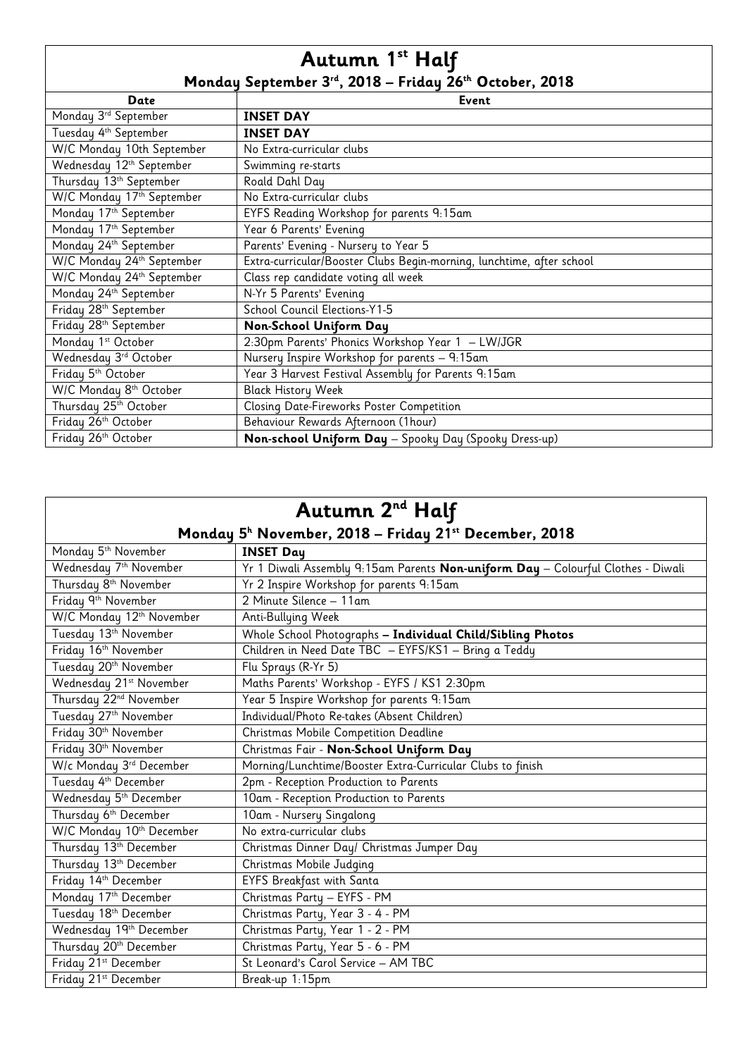## Autumn 1st Half

### Monday September 3rd, 2018 – Friday 26th October, 2018

| Date | Event |
| --- | --- |
| Monday 3rd September | **INSET DAY** |
| Tuesday 4th September | **INSET DAY** |
| W/C Monday 10th September | No Extra-curricular clubs |
| Wednesday 12th September | Swimming re-starts |
| Thursday 13th September | Roald Dahl Day |
| W/C Monday 17th September | No Extra-curricular clubs |
| Monday 17th September | EYFS Reading Workshop for parents 9:15am |
| Monday 17th September | Year 6 Parents' Evening |
| Monday 24th September | Parents' Evening - Nursery to Year 5 |
| W/C Monday 24th September | Extra-curricular/Booster Clubs Begin-morning, lunchtime, after school |
| W/C Monday 24th September | Class rep candidate voting all week |
| Monday 24th September | N-Yr 5 Parents' Evening |
| Friday 28th September | School Council Elections-Y1-5 |
| Friday 28th September | **Non-School Uniform Day** |
| Monday 1st October | 2:30pm Parents' Phonics Workshop Year 1 – LW/JGR |
| Wednesday 3rd October | Nursery Inspire Workshop for parents – 9:15am |
| Friday 5th October | Year 3 Harvest Festival Assembly for Parents 9:15am |
| W/C Monday 8th October | Black History Week |
| Thursday 25th October | Closing Date-Fireworks Poster Competition |
| Friday 26th October | Behaviour Rewards Afternoon (1hour) |
| Friday 26th October | **Non-school Uniform Day** – Spooky Day (Spooky Dress-up) |

## Autumn 2nd Half

### Monday 5h November, 2018 – Friday 21st December, 2018

| Date | Event |
| --- | --- |
| Monday 5th November | **INSET Day** |
| Wednesday 7th November | Yr 1 Diwali Assembly 9:15am Parents **Non-uniform Day** – Colourful Clothes - Diwali |
| Thursday 8th November | Yr 2 Inspire Workshop for parents 9:15am |
| Friday 9th November | 2 Minute Silence – 11am |
| W/C Monday 12th November | Anti-Bullying Week |
| Tuesday 13th November | Whole School Photographs **– Individual Child/Sibling Photos** |
| Friday 16th November | Children in Need Date TBC – EYFS/KS1 – Bring a Teddy |
| Tuesday 20th November | Flu Sprays (R-Yr 5) |
| Wednesday 21st November | Maths Parents' Workshop - EYFS / KS1 2:30pm |
| Thursday 22nd November | Year 5 Inspire Workshop for parents 9:15am |
| Tuesday 27th November | Individual/Photo Re-takes (Absent Children) |
| Friday 30th November | Christmas Mobile Competition Deadline |
| Friday 30th November | Christmas Fair - **Non-School Uniform Day** |
| W/c Monday 3rd December | Morning/Lunchtime/Booster Extra-Curricular Clubs to finish |
| Tuesday 4th December | 2pm - Reception Production to Parents |
| Wednesday 5th December | 10am - Reception Production to Parents |
| Thursday 6th December | 10am - Nursery Singalong |
| W/C Monday 10th December | No extra-curricular clubs |
| Thursday 13th December | Christmas Dinner Day/ Christmas Jumper Day |
| Thursday 13th December | Christmas Mobile Judging |
| Friday 14th December | EYFS Breakfast with Santa |
| Monday 17th December | Christmas Party – EYFS - PM |
| Tuesday 18th December | Christmas Party, Year 3 - 4 - PM |
| Wednesday 19th December | Christmas Party, Year 1 - 2 - PM |
| Thursday 20th December | Christmas Party, Year 5 - 6 - PM |
| Friday 21st December | St Leonard's Carol Service – AM TBC |
| Friday 21st December | Break-up 1:15pm |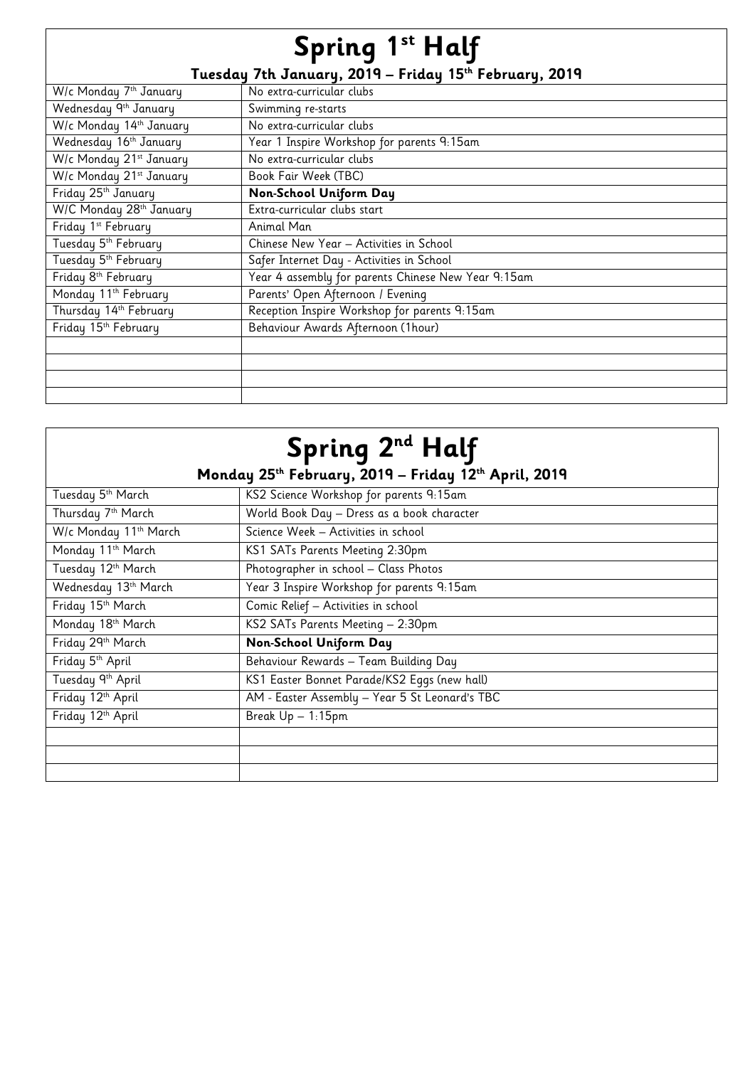## Spring 1st Half

### Tuesday 7th January, 2019 – Friday 15th February, 2019

| | |
|---|---|
| W/c Monday 7th January | No extra-curricular clubs |
| Wednesday 9th January | Swimming re-starts |
| W/c Monday 14th January | No extra-curricular clubs |
| Wednesday 16th January | Year 1 Inspire Workshop for parents 9:15am |
| W/c Monday 21st January | No extra-curricular clubs |
| W/c Monday 21st January | Book Fair Week (TBC) |
| Friday 25th January | **Non-School Uniform Day** |
| W/C Monday 28th January | Extra-curricular clubs start |
| Friday 1st February | Animal Man |
| Tuesday 5th February | Chinese New Year – Activities in School |
| Tuesday 5th February | Safer Internet Day - Activities in School |
| Friday 8th February | Year 4 assembly for parents Chinese New Year 9:15am |
| Monday 11th February | Parents' Open Afternoon / Evening |
| Thursday 14th February | Reception Inspire Workshop for parents 9:15am |
| Friday 15th February | Behaviour Awards Afternoon (1hour) |
| | |
| | |
| | |
| | |

## Spring 2nd Half

### Monday 25th February, 2019 – Friday 12th April, 2019

| | |
|---|---|
| Tuesday 5th March | KS2 Science Workshop for parents 9:15am |
| Thursday 7th March | World Book Day – Dress as a book character |
| W/c Monday 11th March | Science Week – Activities in school |
| Monday 11th March | KS1 SATs Parents Meeting 2:30pm |
| Tuesday 12th March | Photographer in school – Class Photos |
| Wednesday 13th March | Year 3 Inspire Workshop for parents 9:15am |
| Friday 15th March | Comic Relief – Activities in school |
| Monday 18th March | KS2 SATs Parents Meeting – 2:30pm |
| Friday 29th March | **Non-School Uniform Day** |
| Friday 5th April | Behaviour Rewards – Team Building Day |
| Tuesday 9th April | KS1 Easter Bonnet Parade/KS2 Eggs (new hall) |
| Friday 12th April | AM - Easter Assembly – Year 5 St Leonard's TBC |
| Friday 12th April | Break Up – 1:15pm |
| | |
| | |
| | |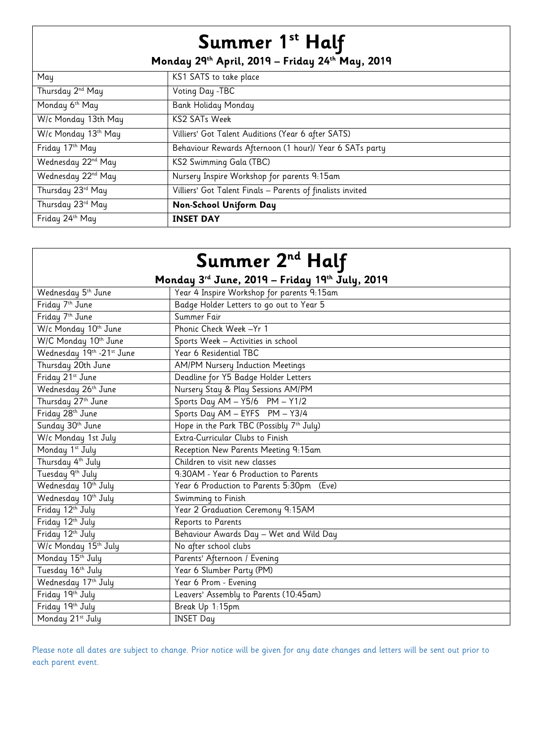# Summer 1st Half

**Monday 29th April, 2019 – Friday 24th May, 2019**

| | |
|---|---|
| May | KS1 SATS to take place |
| Thursday 2nd May | Voting Day -TBC |
| Monday 6th May | Bank Holiday Monday |
| W/c Monday 13th May | KS2 SATs Week |
| W/c Monday 13th May | Villiers' Got Talent Auditions (Year 6 after SATS) |
| Friday 17th May | Behaviour Rewards Afternoon (1 hour)/ Year 6 SATs party |
| Wednesday 22nd May | KS2 Swimming Gala (TBC) |
| Wednesday 22nd May | Nursery Inspire Workshop for parents 9:15am |
| Thursday 23rd May | Villiers' Got Talent Finals – Parents of finalists invited |
| Thursday 23rd May | **Non-School Uniform Day** |
| Friday 24th May | **INSET DAY** |

# Summer 2nd Half

**Monday 3rd June, 2019 – Friday 19th July, 2019**

| | |
|---|---|
| Wednesday 5th June | Year 4 Inspire Workshop for parents 9:15am |
| Friday 7th June | Badge Holder Letters to go out to Year 5 |
| Friday 7th June | Summer Fair |
| W/c Monday 10th June | Phonic Check Week –Yr 1 |
| W/C Monday 10th June | Sports Week – Activities in school |
| Wednesday 19th -21st June | Year 6 Residential TBC |
| Thursday 20th June | AM/PM Nursery Induction Meetings |
| Friday 21st June | Deadline for Y5 Badge Holder Letters |
| Wednesday 26th June | Nursery Stay & Play Sessions AM/PM |
| Thursday 27th June | Sports Day AM – Y5/6 PM – Y1/2 |
| Friday 28th June | Sports Day AM – EYFS PM – Y3/4 |
| Sunday 30th June | Hope in the Park TBC (Possibly 7th July) |
| W/c Monday 1st July | Extra-Curricular Clubs to Finish |
| Monday 1st July | Reception New Parents Meeting 9:15am |
| Thursday 4th July | Children to visit new classes |
| Tuesday 9th July | 9:30AM - Year 6 Production to Parents |
| Wednesday 10th July | Year 6 Production to Parents 5:30pm (Eve) |
| Wednesday 10th July | Swimming to Finish |
| Friday 12th July | Year 2 Graduation Ceremony 9:15AM |
| Friday 12th July | Reports to Parents |
| Friday 12th July | Behaviour Awards Day – Wet and Wild Day |
| W/c Monday 15th July | No after school clubs |
| Monday 15th July | Parents' Afternoon / Evening |
| Tuesday 16th July | Year 6 Slumber Party (PM) |
| Wednesday 17th July | Year 6 Prom - Evening |
| Friday 19th July | Leavers' Assembly to Parents (10:45am) |
| Friday 19th July | Break Up 1:15pm |
| Monday 21st July | INSET Day |

Please note all dates are subject to change. Prior notice will be given for any date changes and letters will be sent out prior to each parent event.